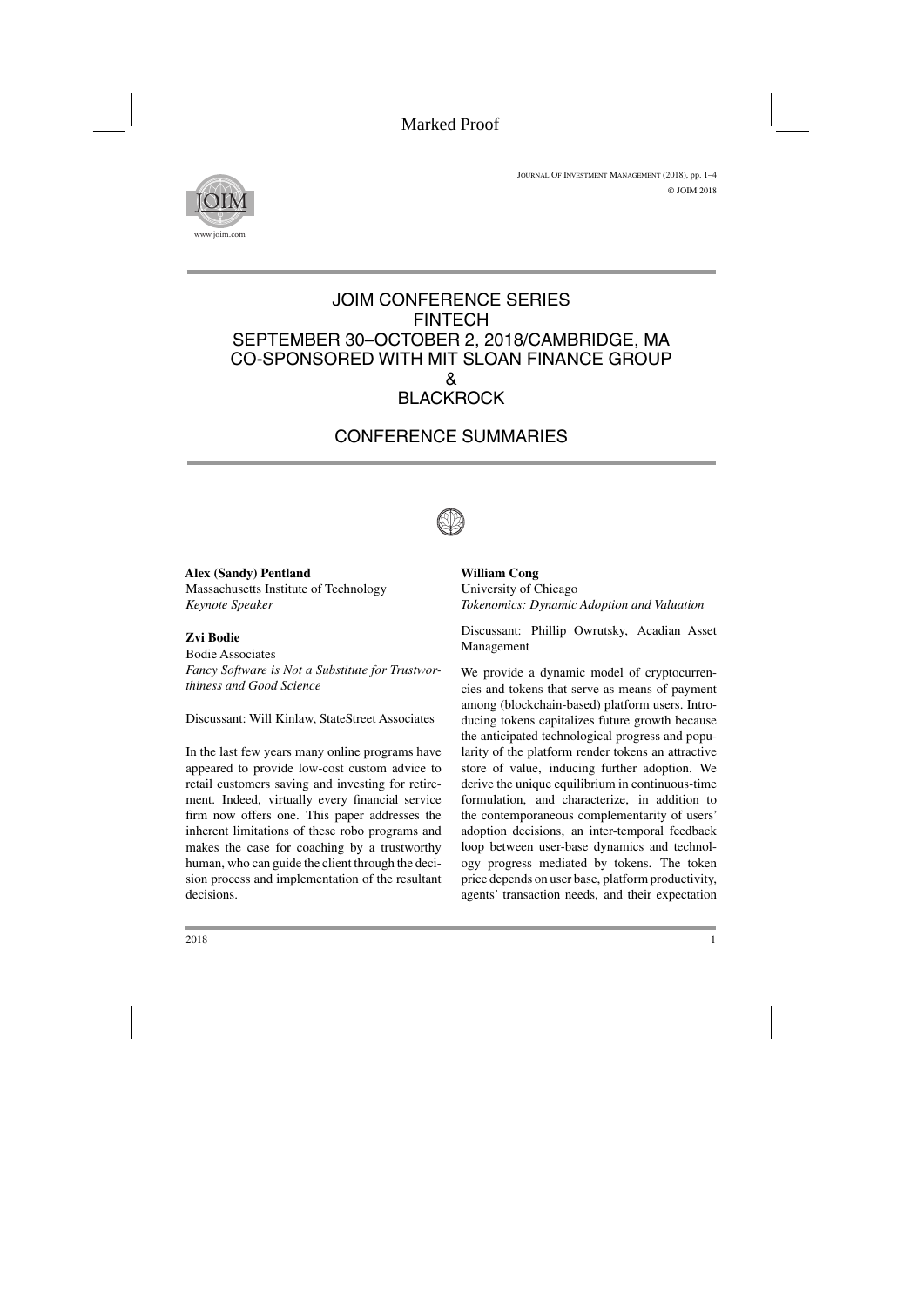# JOIM CONFERENCE SERIES
# FINTECH
# SEPTEMBER 30–OCTOBER 2, 2018/CAMBRIDGE, MA
# CO-SPONSORED WITH MIT SLOAN FINANCE GROUP
# &
# BLACKROCK

## CONFERENCE SUMMARIES

**Alex (Sandy) Pentland**
Massachusetts Institute of Technology
*Keynote Speaker*

**Zvi Bodie**
Bodie Associates
*Fancy Software is Not a Substitute for Trustworthiness and Good Science*

Discussant: Will Kinlaw, StateStreet Associates

In the last few years many online programs have appeared to provide low-cost custom advice to retail customers saving and investing for retirement. Indeed, virtually every financial service firm now offers one. This paper addresses the inherent limitations of these robo programs and makes the case for coaching by a trustworthy human, who can guide the client through the decision process and implementation of the resultant decisions.

**William Cong**
University of Chicago
*Tokenomics: Dynamic Adoption and Valuation*

Discussant: Phillip Owrutsky, Acadian Asset Management

We provide a dynamic model of cryptocurrencies and tokens that serve as means of payment among (blockchain-based) platform users. Introducing tokens capitalizes future growth because the anticipated technological progress and popularity of the platform render tokens an attractive store of value, inducing further adoption. We derive the unique equilibrium in continuous-time formulation, and characterize, in addition to the contemporaneous complementarity of users' adoption decisions, an inter-temporal feedback loop between user-base dynamics and technology progress mediated by tokens. The token price depends on user base, platform productivity, agents' transaction needs, and their expectation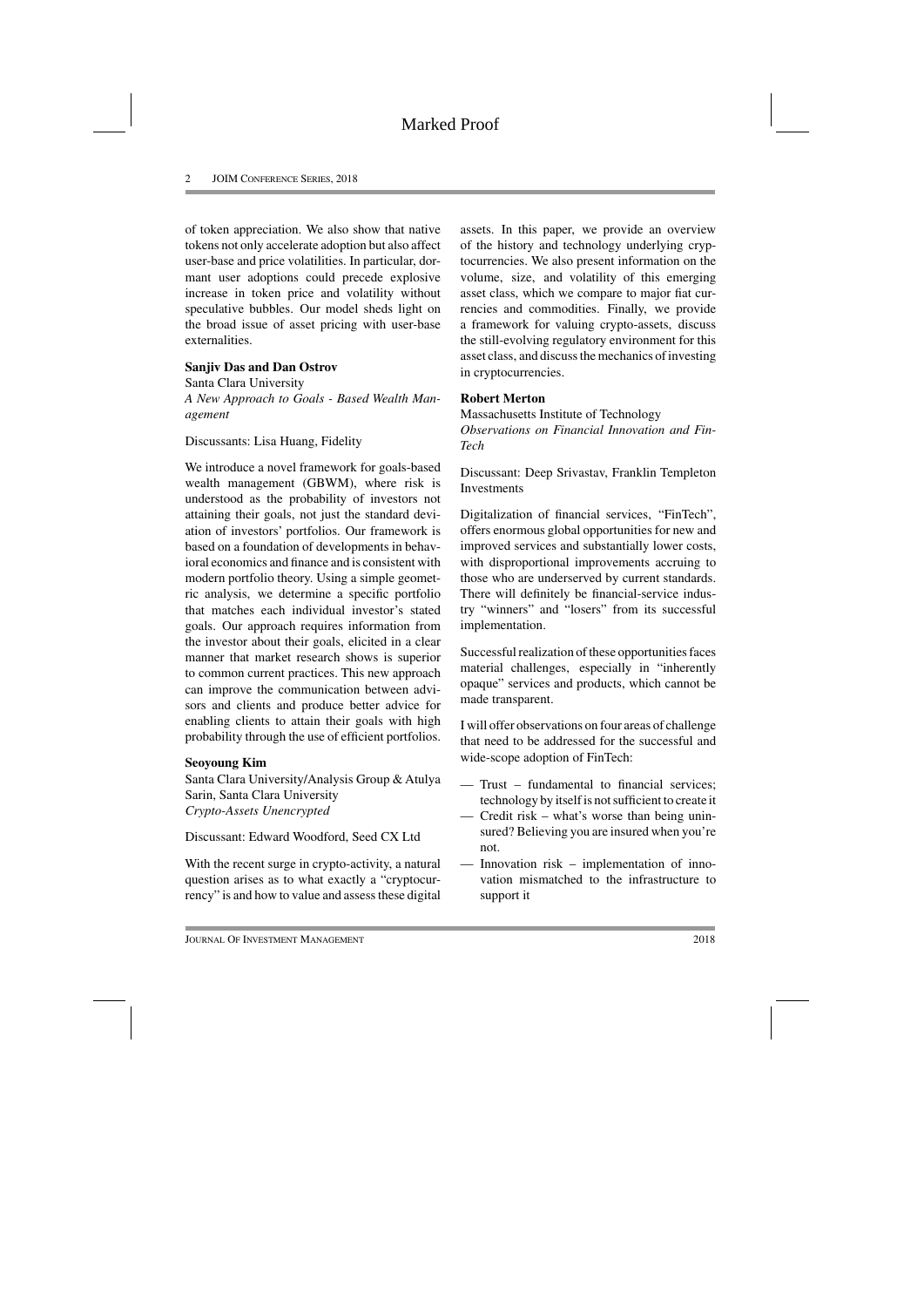of token appreciation. We also show that native tokens not only accelerate adoption but also affect user-base and price volatilities. In particular, dormant user adoptions could precede explosive increase in token price and volatility without speculative bubbles. Our model sheds light on the broad issue of asset pricing with user-base externalities.

**Sanjiv Das and Dan Ostrov**
Santa Clara University
*A New Approach to Goals - Based Wealth Management*

Discussants: Lisa Huang, Fidelity

We introduce a novel framework for goals-based wealth management (GBWM), where risk is understood as the probability of investors not attaining their goals, not just the standard deviation of investors' portfolios. Our framework is based on a foundation of developments in behavioral economics and finance and is consistent with modern portfolio theory. Using a simple geometric analysis, we determine a specific portfolio that matches each individual investor's stated goals. Our approach requires information from the investor about their goals, elicited in a clear manner that market research shows is superior to common current practices. This new approach can improve the communication between advisors and clients and produce better advice for enabling clients to attain their goals with high probability through the use of efficient portfolios.

**Seoyoung Kim**
Santa Clara University/Analysis Group & Atulya Sarin, Santa Clara University
*Crypto-Assets Unencrypted*

Discussant: Edward Woodford, Seed CX Ltd

With the recent surge in crypto-activity, a natural question arises as to what exactly a "cryptocurrency" is and how to value and assess these digital assets. In this paper, we provide an overview of the history and technology underlying cryptocurrencies. We also present information on the volume, size, and volatility of this emerging asset class, which we compare to major fiat currencies and commodities. Finally, we provide a framework for valuing crypto-assets, discuss the still-evolving regulatory environment for this asset class, and discuss the mechanics of investing in cryptocurrencies.

**Robert Merton**
Massachusetts Institute of Technology
*Observations on Financial Innovation and FinTech*

Discussant: Deep Srivastav, Franklin Templeton Investments

Digitalization of financial services, "FinTech", offers enormous global opportunities for new and improved services and substantially lower costs, with disproportional improvements accruing to those who are underserved by current standards. There will definitely be financial-service industry "winners" and "losers" from its successful implementation.

Successful realization of these opportunities faces material challenges, especially in "inherently opaque" services and products, which cannot be made transparent.

I will offer observations on four areas of challenge that need to be addressed for the successful and wide-scope adoption of FinTech:

- Trust – fundamental to financial services; technology by itself is not sufficient to create it
- Credit risk – what's worse than being uninsured? Believing you are insured when you're not.
- Innovation risk – implementation of innovation mismatched to the infrastructure to support it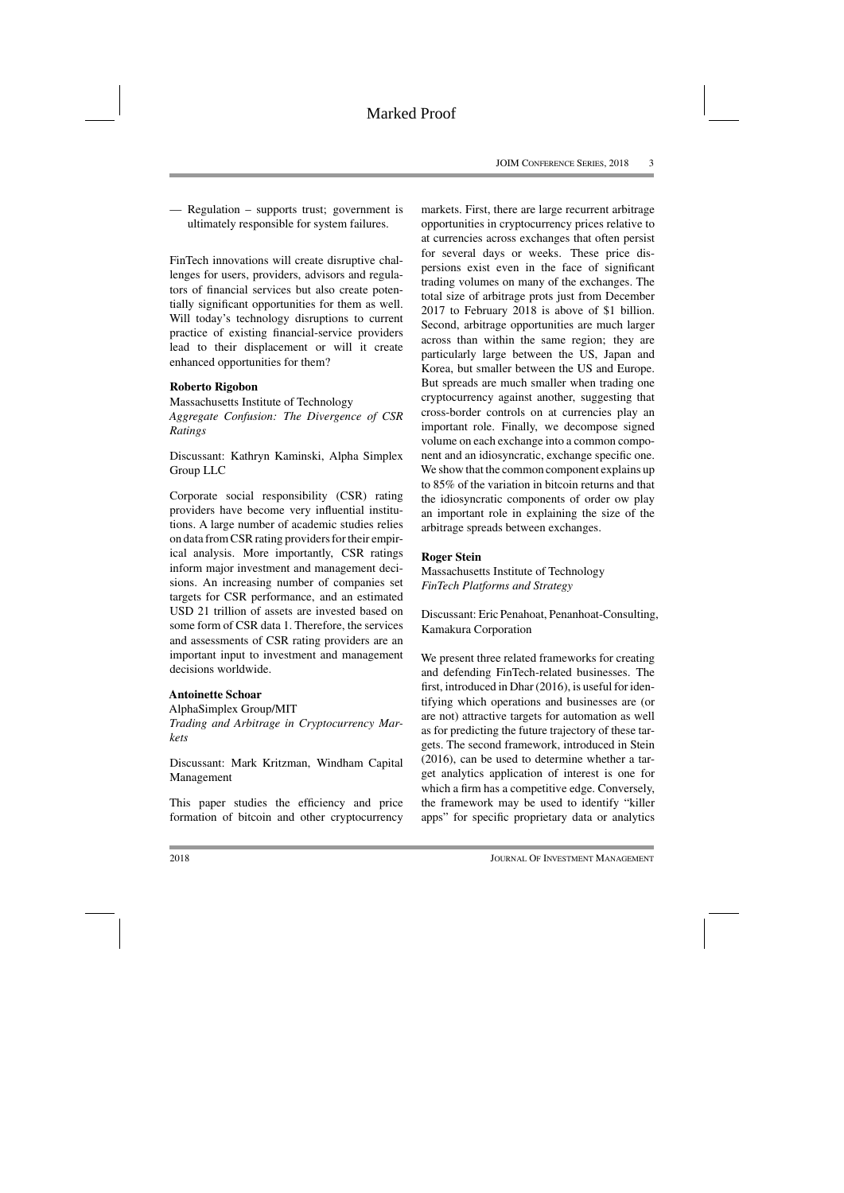— Regulation – supports trust; government is ultimately responsible for system failures.

FinTech innovations will create disruptive challenges for users, providers, advisors and regulators of financial services but also create potentially significant opportunities for them as well. Will today's technology disruptions to current practice of existing financial-service providers lead to their displacement or will it create enhanced opportunities for them?

**Roberto Rigobon**

Massachusetts Institute of Technology
*Aggregate Confusion: The Divergence of CSR Ratings*

Discussant: Kathryn Kaminski, Alpha Simplex Group LLC

Corporate social responsibility (CSR) rating providers have become very influential institutions. A large number of academic studies relies on data from CSR rating providers for their empirical analysis. More importantly, CSR ratings inform major investment and management decisions. An increasing number of companies set targets for CSR performance, and an estimated USD 21 trillion of assets are invested based on some form of CSR data 1. Therefore, the services and assessments of CSR rating providers are an important input to investment and management decisions worldwide.

**Antoinette Schoar**

AlphaSimplex Group/MIT
*Trading and Arbitrage in Cryptocurrency Markets*

Discussant: Mark Kritzman, Windham Capital Management

This paper studies the efficiency and price formation of bitcoin and other cryptocurrency markets. First, there are large recurrent arbitrage opportunities in cryptocurrency prices relative to at currencies across exchanges that often persist for several days or weeks. These price dispersions exist even in the face of significant trading volumes on many of the exchanges. The total size of arbitrage prots just from December 2017 to February 2018 is above of $1 billion. Second, arbitrage opportunities are much larger across than within the same region; they are particularly large between the US, Japan and Korea, but smaller between the US and Europe. But spreads are much smaller when trading one cryptocurrency against another, suggesting that cross-border controls on at currencies play an important role. Finally, we decompose signed volume on each exchange into a common component and an idiosyncratic, exchange specific one. We show that the common component explains up to 85% of the variation in bitcoin returns and that the idiosyncratic components of order ow play an important role in explaining the size of the arbitrage spreads between exchanges.

**Roger Stein**

Massachusetts Institute of Technology
*FinTech Platforms and Strategy*

Discussant: Eric Penahoat, Penanhoat-Consulting, Kamakura Corporation

We present three related frameworks for creating and defending FinTech-related businesses. The first, introduced in Dhar (2016), is useful for identifying which operations and businesses are (or are not) attractive targets for automation as well as for predicting the future trajectory of these targets. The second framework, introduced in Stein (2016), can be used to determine whether a target analytics application of interest is one for which a firm has a competitive edge. Conversely, the framework may be used to identify "killer apps" for specific proprietary data or analytics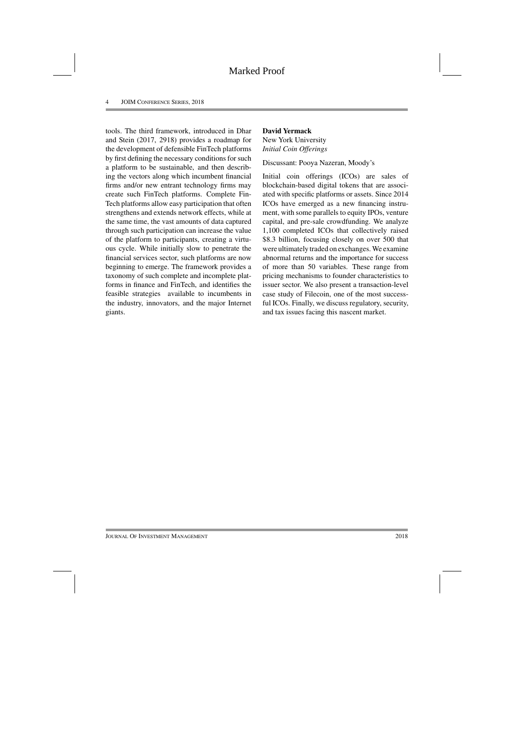tools. The third framework, introduced in Dhar and Stein (2017, 2918) provides a roadmap for the development of defensible FinTech platforms by first defining the necessary conditions for such a platform to be sustainable, and then describing the vectors along which incumbent financial firms and/or new entrant technology firms may create such FinTech platforms. Complete FinTech platforms allow easy participation that often strengthens and extends network effects, while at the same time, the vast amounts of data captured through such participation can increase the value of the platform to participants, creating a virtuous cycle. While initially slow to penetrate the financial services sector, such platforms are now beginning to emerge. The framework provides a taxonomy of such complete and incomplete platforms in finance and FinTech, and identifies the feasible strategies available to incumbents in the industry, innovators, and the major Internet giants.

**David Yermack**
New York University
*Initial Coin Offerings*

Discussant: Pooya Nazeran, Moody's

Initial coin offerings (ICOs) are sales of blockchain-based digital tokens that are associated with specific platforms or assets. Since 2014 ICOs have emerged as a new financing instrument, with some parallels to equity IPOs, venture capital, and pre-sale crowdfunding. We analyze 1,100 completed ICOs that collectively raised $8.3 billion, focusing closely on over 500 that were ultimately traded on exchanges. We examine abnormal returns and the importance for success of more than 50 variables. These range from pricing mechanisms to founder characteristics to issuer sector. We also present a transaction-level case study of Filecoin, one of the most successful ICOs. Finally, we discuss regulatory, security, and tax issues facing this nascent market.